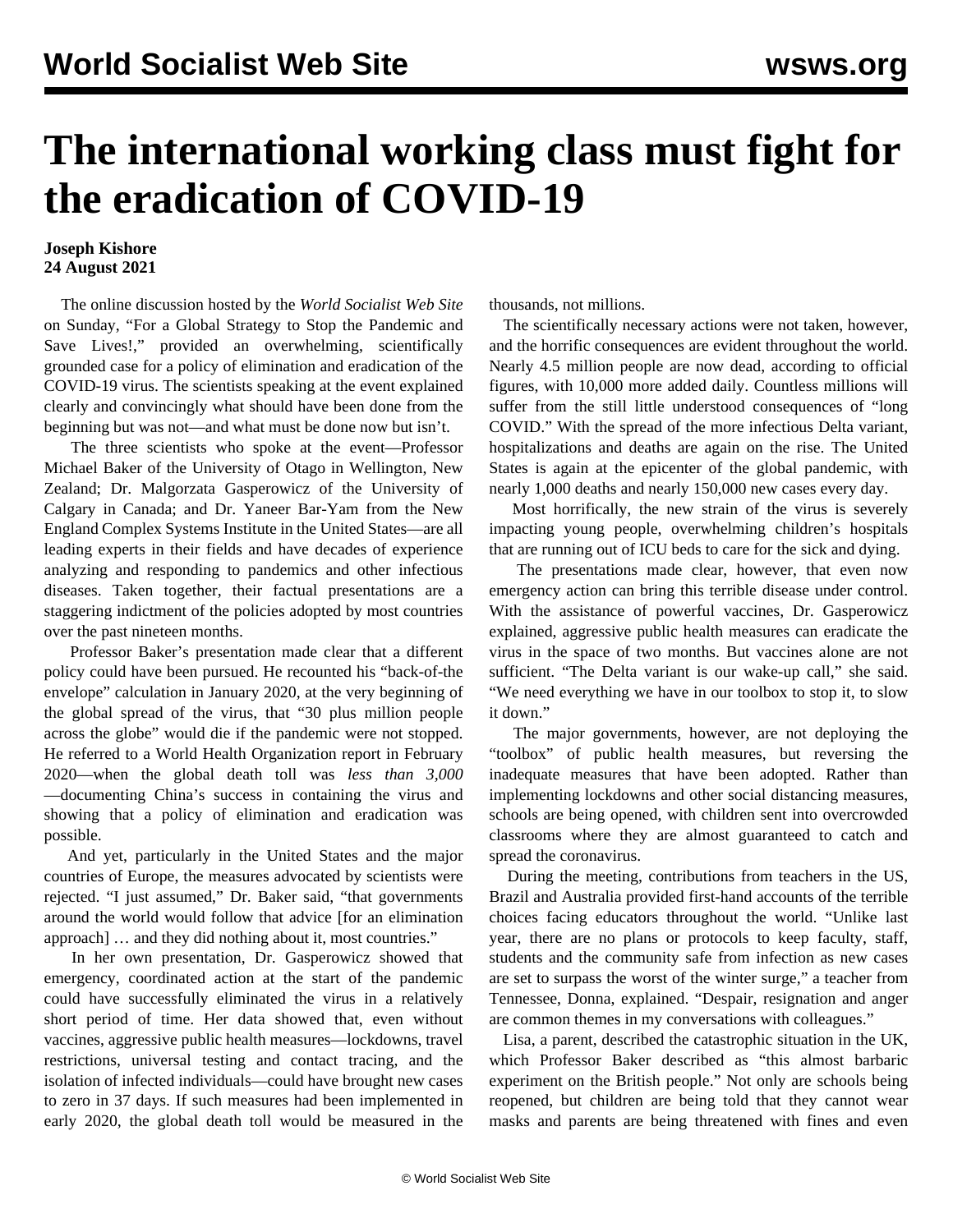# The international working class must fight for the eradication of COVID-19

**Joseph Kishore**
**24 August 2021**

The online discussion hosted by the *World Socialist Web Site* on Sunday, "For a Global Strategy to Stop the Pandemic and Save Lives!," provided an overwhelming, scientifically grounded case for a policy of elimination and eradication of the COVID-19 virus. The scientists speaking at the event explained clearly and convincingly what should have been done from the beginning but was not—and what must be done now but isn't.

The three scientists who spoke at the event—Professor Michael Baker of the University of Otago in Wellington, New Zealand; Dr. Malgorzata Gasperowicz of the University of Calgary in Canada; and Dr. Yaneer Bar-Yam from the New England Complex Systems Institute in the United States—are all leading experts in their fields and have decades of experience analyzing and responding to pandemics and other infectious diseases. Taken together, their factual presentations are a staggering indictment of the policies adopted by most countries over the past nineteen months.

Professor Baker's presentation made clear that a different policy could have been pursued. He recounted his "back-of-the envelope" calculation in January 2020, at the very beginning of the global spread of the virus, that "30 plus million people across the globe" would die if the pandemic were not stopped. He referred to a World Health Organization report in February 2020—when the global death toll was *less than 3,000*—documenting China's success in containing the virus and showing that a policy of elimination and eradication was possible.

And yet, particularly in the United States and the major countries of Europe, the measures advocated by scientists were rejected. "I just assumed," Dr. Baker said, "that governments around the world would follow that advice [for an elimination approach] … and they did nothing about it, most countries."

In her own presentation, Dr. Gasperowicz showed that emergency, coordinated action at the start of the pandemic could have successfully eliminated the virus in a relatively short period of time. Her data showed that, even without vaccines, aggressive public health measures—lockdowns, travel restrictions, universal testing and contact tracing, and the isolation of infected individuals—could have brought new cases to zero in 37 days. If such measures had been implemented in early 2020, the global death toll would be measured in the thousands, not millions.

The scientifically necessary actions were not taken, however, and the horrific consequences are evident throughout the world. Nearly 4.5 million people are now dead, according to official figures, with 10,000 more added daily. Countless millions will suffer from the still little understood consequences of "long COVID." With the spread of the more infectious Delta variant, hospitalizations and deaths are again on the rise. The United States is again at the epicenter of the global pandemic, with nearly 1,000 deaths and nearly 150,000 new cases every day.

Most horrifically, the new strain of the virus is severely impacting young people, overwhelming children's hospitals that are running out of ICU beds to care for the sick and dying.

The presentations made clear, however, that even now emergency action can bring this terrible disease under control. With the assistance of powerful vaccines, Dr. Gasperowicz explained, aggressive public health measures can eradicate the virus in the space of two months. But vaccines alone are not sufficient. "The Delta variant is our wake-up call," she said. "We need everything we have in our toolbox to stop it, to slow it down."

The major governments, however, are not deploying the "toolbox" of public health measures, but reversing the inadequate measures that have been adopted. Rather than implementing lockdowns and other social distancing measures, schools are being opened, with children sent into overcrowded classrooms where they are almost guaranteed to catch and spread the coronavirus.

During the meeting, contributions from teachers in the US, Brazil and Australia provided first-hand accounts of the terrible choices facing educators throughout the world. "Unlike last year, there are no plans or protocols to keep faculty, staff, students and the community safe from infection as new cases are set to surpass the worst of the winter surge," a teacher from Tennessee, Donna, explained. "Despair, resignation and anger are common themes in my conversations with colleagues."

Lisa, a parent, described the catastrophic situation in the UK, which Professor Baker described as "this almost barbaric experiment on the British people." Not only are schools being reopened, but children are being told that they cannot wear masks and parents are being threatened with fines and even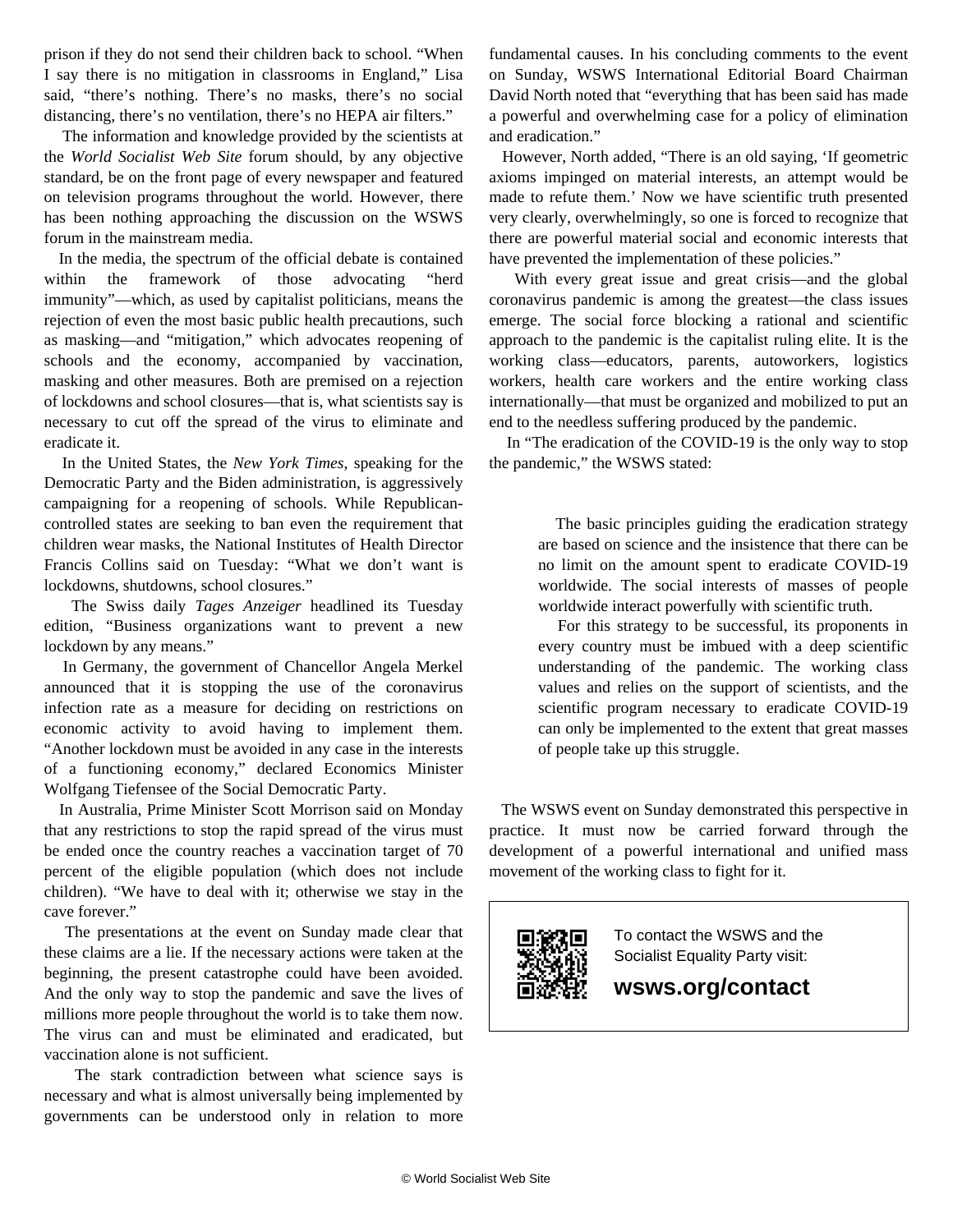prison if they do not send their children back to school. "When I say there is no mitigation in classrooms in England," Lisa said, "there's nothing. There's no masks, there's no social distancing, there's no ventilation, there's no HEPA air filters."

The information and knowledge provided by the scientists at the *World Socialist Web Site* forum should, by any objective standard, be on the front page of every newspaper and featured on television programs throughout the world. However, there has been nothing approaching the discussion on the WSWS forum in the mainstream media.

In the media, the spectrum of the official debate is contained within the framework of those advocating "herd immunity"—which, as used by capitalist politicians, means the rejection of even the most basic public health precautions, such as masking—and "mitigation," which advocates reopening of schools and the economy, accompanied by vaccination, masking and other measures. Both are premised on a rejection of lockdowns and school closures—that is, what scientists say is necessary to cut off the spread of the virus to eliminate and eradicate it.

In the United States, the *New York Times*, speaking for the Democratic Party and the Biden administration, is aggressively campaigning for a reopening of schools. While Republican-controlled states are seeking to ban even the requirement that children wear masks, the National Institutes of Health Director Francis Collins said on Tuesday: "What we don't want is lockdowns, shutdowns, school closures."

The Swiss daily *Tages Anzeiger* headlined its Tuesday edition, "Business organizations want to prevent a new lockdown by any means."

In Germany, the government of Chancellor Angela Merkel announced that it is stopping the use of the coronavirus infection rate as a measure for deciding on restrictions on economic activity to avoid having to implement them. "Another lockdown must be avoided in any case in the interests of a functioning economy," declared Economics Minister Wolfgang Tiefensee of the Social Democratic Party.

In Australia, Prime Minister Scott Morrison said on Monday that any restrictions to stop the rapid spread of the virus must be ended once the country reaches a vaccination target of 70 percent of the eligible population (which does not include children). "We have to deal with it; otherwise we stay in the cave forever."

The presentations at the event on Sunday made clear that these claims are a lie. If the necessary actions were taken at the beginning, the present catastrophe could have been avoided. And the only way to stop the pandemic and save the lives of millions more people throughout the world is to take them now. The virus can and must be eliminated and eradicated, but vaccination alone is not sufficient.

The stark contradiction between what science says is necessary and what is almost universally being implemented by governments can be understood only in relation to more fundamental causes. In his concluding comments to the event on Sunday, WSWS International Editorial Board Chairman David North noted that "everything that has been said has made a powerful and overwhelming case for a policy of elimination and eradication."

However, North added, "There is an old saying, 'If geometric axioms impinged on material interests, an attempt would be made to refute them.' Now we have scientific truth presented very clearly, overwhelmingly, so one is forced to recognize that there are powerful material social and economic interests that have prevented the implementation of these policies."

With every great issue and great crisis—and the global coronavirus pandemic is among the greatest—the class issues emerge. The social force blocking a rational and scientific approach to the pandemic is the capitalist ruling elite. It is the working class—educators, parents, autoworkers, logistics workers, health care workers and the entire working class internationally—that must be organized and mobilized to put an end to the needless suffering produced by the pandemic.

In "The eradication of the COVID-19 is the only way to stop the pandemic," the WSWS stated:

> The basic principles guiding the eradication strategy are based on science and the insistence that there can be no limit on the amount spent to eradicate COVID-19 worldwide. The social interests of masses of people worldwide interact powerfully with scientific truth.
>
> For this strategy to be successful, its proponents in every country must be imbued with a deep scientific understanding of the pandemic. The working class values and relies on the support of scientists, and the scientific program necessary to eradicate COVID-19 can only be implemented to the extent that great masses of people take up this struggle.

The WSWS event on Sunday demonstrated this perspective in practice. It must now be carried forward through the development of a powerful international and unified mass movement of the working class to fight for it.

To contact the WSWS and the Socialist Equality Party visit:

**wsws.org/contact**